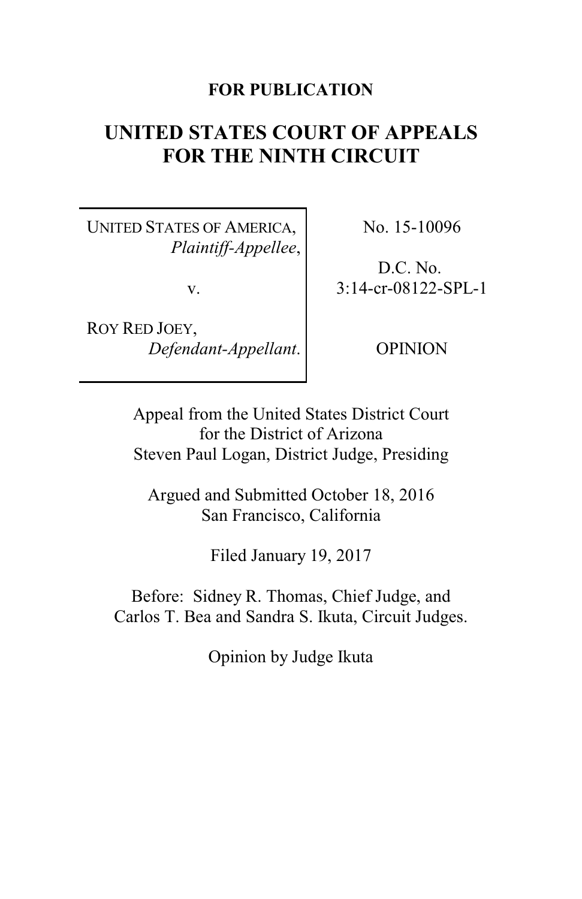**FOR PUBLICATION**

# UNITED STATES COURT OF APPEALS FOR THE NINTH CIRCUIT

| | |
|---|---|
| UNITED STATES OF AMERICA, *Plaintiff-Appellee*, <br><br> v. <br><br> ROY RED JOEY, *Defendant-Appellant*. | No. 15-10096 <br><br> D.C. No. 3:14-cr-08122-SPL-1 <br><br> OPINION |

Appeal from the United States District Court for the District of Arizona
Steven Paul Logan, District Judge, Presiding

Argued and Submitted October 18, 2016
San Francisco, California

Filed January 19, 2017

Before: Sidney R. Thomas, Chief Judge, and Carlos T. Bea and Sandra S. Ikuta, Circuit Judges.

Opinion by Judge Ikuta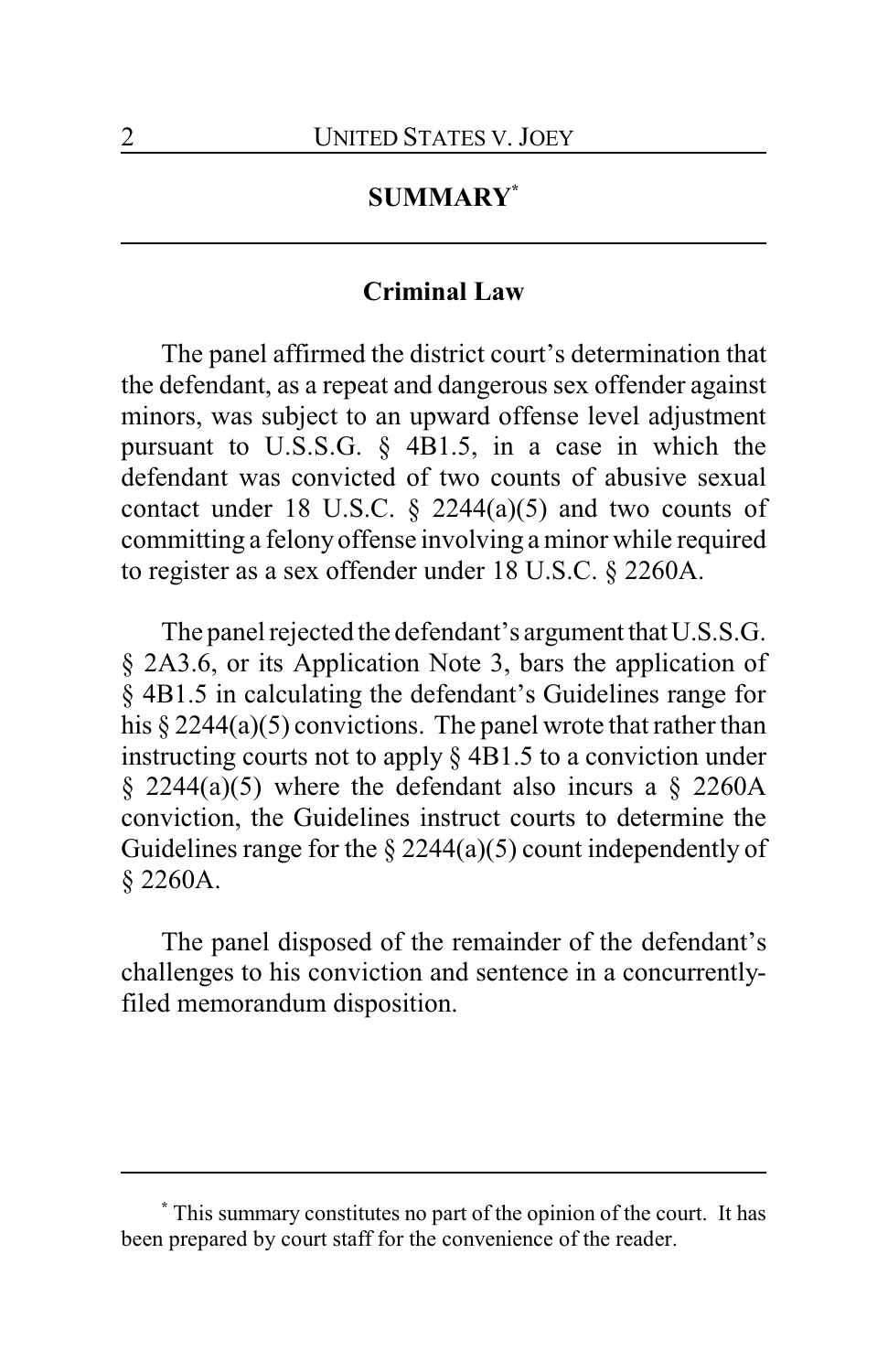## SUMMARY[*]

### Criminal Law

The panel affirmed the district court's determination that the defendant, as a repeat and dangerous sex offender against minors, was subject to an upward offense level adjustment pursuant to U.S.S.G. § 4B1.5, in a case in which the defendant was convicted of two counts of abusive sexual contact under 18 U.S.C. § 2244(a)(5) and two counts of committing a felony offense involving a minor while required to register as a sex offender under 18 U.S.C. § 2260A.

The panel rejected the defendant's argument that U.S.S.G. § 2A3.6, or its Application Note 3, bars the application of § 4B1.5 in calculating the defendant's Guidelines range for his § 2244(a)(5) convictions. The panel wrote that rather than instructing courts not to apply § 4B1.5 to a conviction under § 2244(a)(5) where the defendant also incurs a § 2260A conviction, the Guidelines instruct courts to determine the Guidelines range for the § 2244(a)(5) count independently of § 2260A.

The panel disposed of the remainder of the defendant's challenges to his conviction and sentence in a concurrently-filed memorandum disposition.

---

[*] This summary constitutes no part of the opinion of the court. It has been prepared by court staff for the convenience of the reader.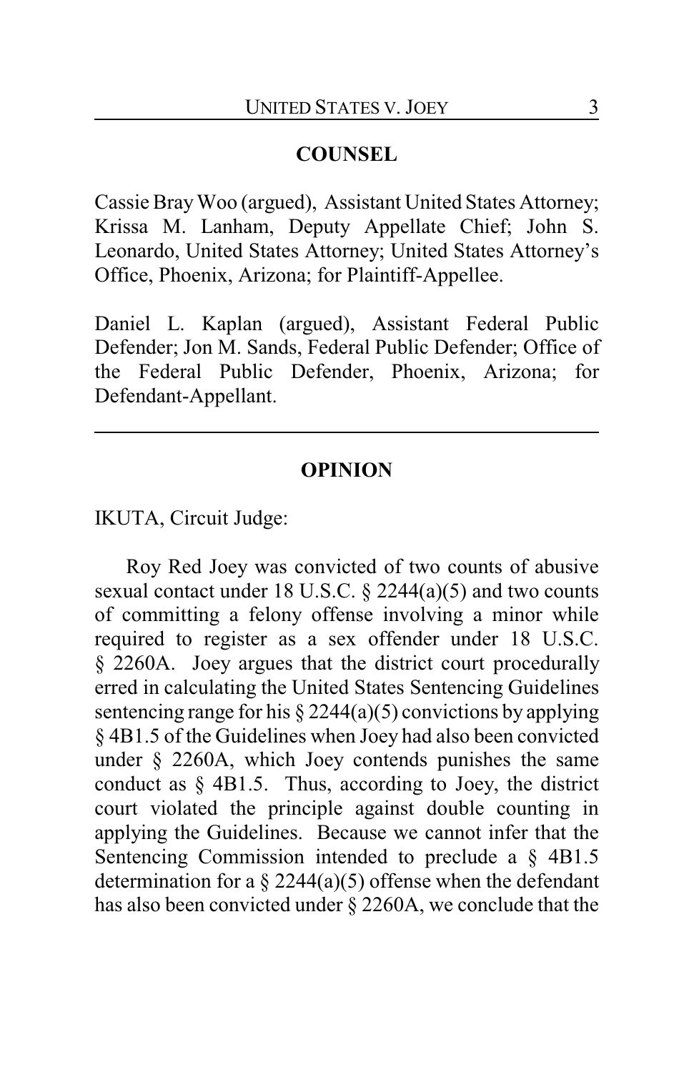## COUNSEL

Cassie Bray Woo (argued), Assistant United States Attorney; Krissa M. Lanham, Deputy Appellate Chief; John S. Leonardo, United States Attorney; United States Attorney's Office, Phoenix, Arizona; for Plaintiff-Appellee.

Daniel L. Kaplan (argued), Assistant Federal Public Defender; Jon M. Sands, Federal Public Defender; Office of the Federal Public Defender, Phoenix, Arizona; for Defendant-Appellant.

---

## OPINION

IKUTA, Circuit Judge:

Roy Red Joey was convicted of two counts of abusive sexual contact under 18 U.S.C. § 2244(a)(5) and two counts of committing a felony offense involving a minor while required to register as a sex offender under 18 U.S.C. § 2260A. Joey argues that the district court procedurally erred in calculating the United States Sentencing Guidelines sentencing range for his § 2244(a)(5) convictions by applying § 4B1.5 of the Guidelines when Joey had also been convicted under § 2260A, which Joey contends punishes the same conduct as § 4B1.5. Thus, according to Joey, the district court violated the principle against double counting in applying the Guidelines. Because we cannot infer that the Sentencing Commission intended to preclude a § 4B1.5 determination for a § 2244(a)(5) offense when the defendant has also been convicted under § 2260A, we conclude that the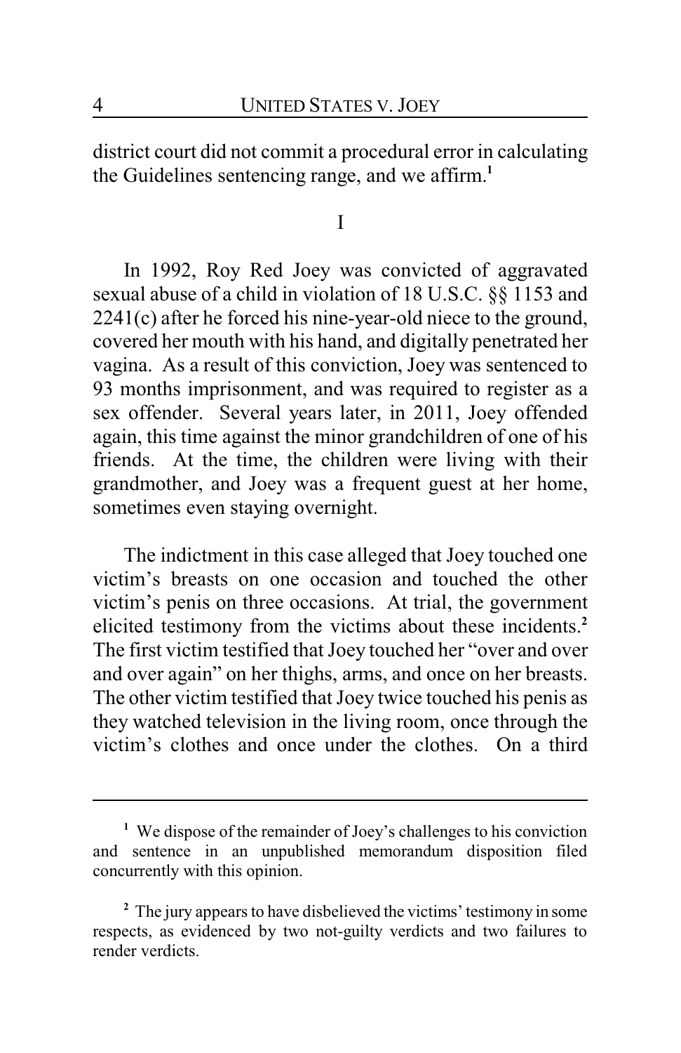district court did not commit a procedural error in calculating the Guidelines sentencing range, and we affirm.[1]

# I

In 1992, Roy Red Joey was convicted of aggravated sexual abuse of a child in violation of 18 U.S.C. §§ 1153 and 2241(c) after he forced his nine-year-old niece to the ground, covered her mouth with his hand, and digitally penetrated her vagina. As a result of this conviction, Joey was sentenced to 93 months imprisonment, and was required to register as a sex offender. Several years later, in 2011, Joey offended again, this time against the minor grandchildren of one of his friends. At the time, the children were living with their grandmother, and Joey was a frequent guest at her home, sometimes even staying overnight.

The indictment in this case alleged that Joey touched one victim's breasts on one occasion and touched the other victim's penis on three occasions. At trial, the government elicited testimony from the victims about these incidents.[2] The first victim testified that Joey touched her "over and over and over again" on her thighs, arms, and once on her breasts. The other victim testified that Joey twice touched his penis as they watched television in the living room, once through the victim's clothes and once under the clothes. On a third

---

[1] We dispose of the remainder of Joey's challenges to his conviction and sentence in an unpublished memorandum disposition filed concurrently with this opinion.

[2] The jury appears to have disbelieved the victims' testimony in some respects, as evidenced by two not-guilty verdicts and two failures to render verdicts.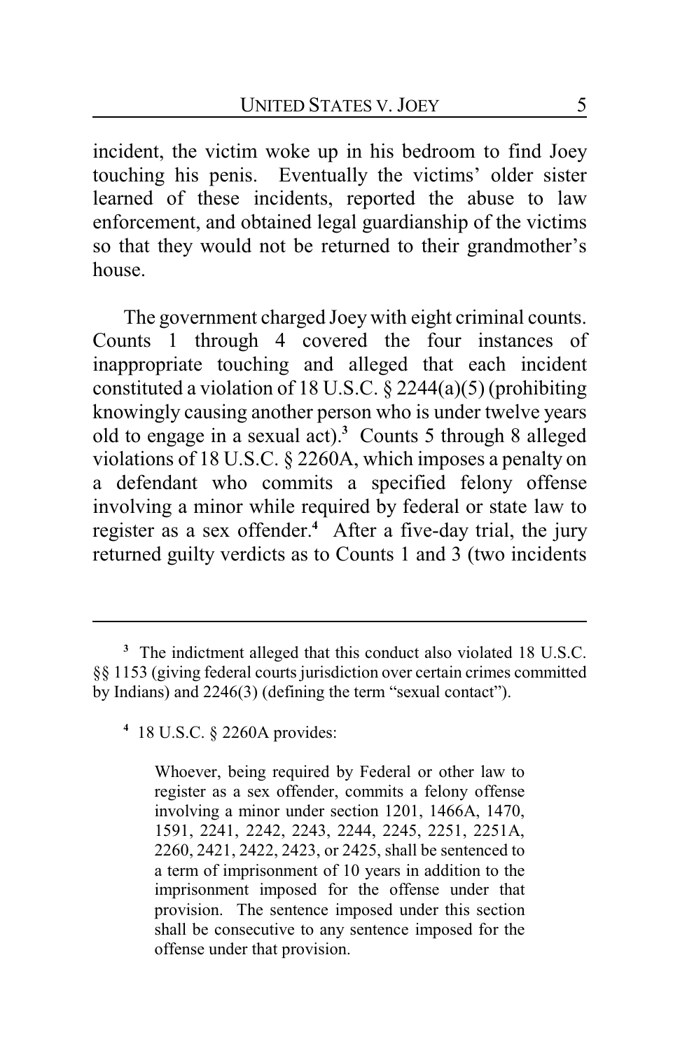incident, the victim woke up in his bedroom to find Joey touching his penis. Eventually the victims' older sister learned of these incidents, reported the abuse to law enforcement, and obtained legal guardianship of the victims so that they would not be returned to their grandmother's house.

The government charged Joey with eight criminal counts. Counts 1 through 4 covered the four instances of inappropriate touching and alleged that each incident constituted a violation of 18 U.S.C. § 2244(a)(5) (prohibiting knowingly causing another person who is under twelve years old to engage in a sexual act).[3] Counts 5 through 8 alleged violations of 18 U.S.C. § 2260A, which imposes a penalty on a defendant who commits a specified felony offense involving a minor while required by federal or state law to register as a sex offender.[4] After a five-day trial, the jury returned guilty verdicts as to Counts 1 and 3 (two incidents

---

[3] The indictment alleged that this conduct also violated 18 U.S.C. §§ 1153 (giving federal courts jurisdiction over certain crimes committed by Indians) and 2246(3) (defining the term "sexual contact").

[4] 18 U.S.C. § 2260A provides:

> Whoever, being required by Federal or other law to register as a sex offender, commits a felony offense involving a minor under section 1201, 1466A, 1470, 1591, 2241, 2242, 2243, 2244, 2245, 2251, 2251A, 2260, 2421, 2422, 2423, or 2425, shall be sentenced to a term of imprisonment of 10 years in addition to the imprisonment imposed for the offense under that provision. The sentence imposed under this section shall be consecutive to any sentence imposed for the offense under that provision.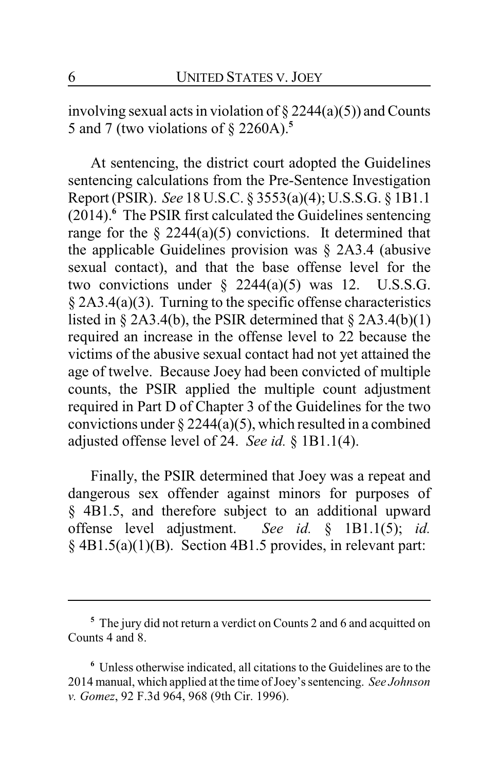involving sexual acts in violation of § 2244(a)(5)) and Counts 5 and 7 (two violations of § 2260A).[5]

At sentencing, the district court adopted the Guidelines sentencing calculations from the Pre-Sentence Investigation Report (PSIR). *See* 18 U.S.C. § 3553(a)(4); U.S.S.G. § 1B1.1 (2014).[6] The PSIR first calculated the Guidelines sentencing range for the § 2244(a)(5) convictions. It determined that the applicable Guidelines provision was § 2A3.4 (abusive sexual contact), and that the base offense level for the two convictions under § 2244(a)(5) was 12. U.S.S.G. § 2A3.4(a)(3). Turning to the specific offense characteristics listed in § 2A3.4(b), the PSIR determined that § 2A3.4(b)(1) required an increase in the offense level to 22 because the victims of the abusive sexual contact had not yet attained the age of twelve. Because Joey had been convicted of multiple counts, the PSIR applied the multiple count adjustment required in Part D of Chapter 3 of the Guidelines for the two convictions under § 2244(a)(5), which resulted in a combined adjusted offense level of 24. *See id.* § 1B1.1(4).

Finally, the PSIR determined that Joey was a repeat and dangerous sex offender against minors for purposes of § 4B1.5, and therefore subject to an additional upward offense level adjustment. *See id.* § 1B1.1(5); *id.* § 4B1.5(a)(1)(B). Section 4B1.5 provides, in relevant part:

---

[5] The jury did not return a verdict on Counts 2 and 6 and acquitted on Counts 4 and 8.

[6] Unless otherwise indicated, all citations to the Guidelines are to the 2014 manual, which applied at the time of Joey's sentencing. *See Johnson v. Gomez*, 92 F.3d 964, 968 (9th Cir. 1996).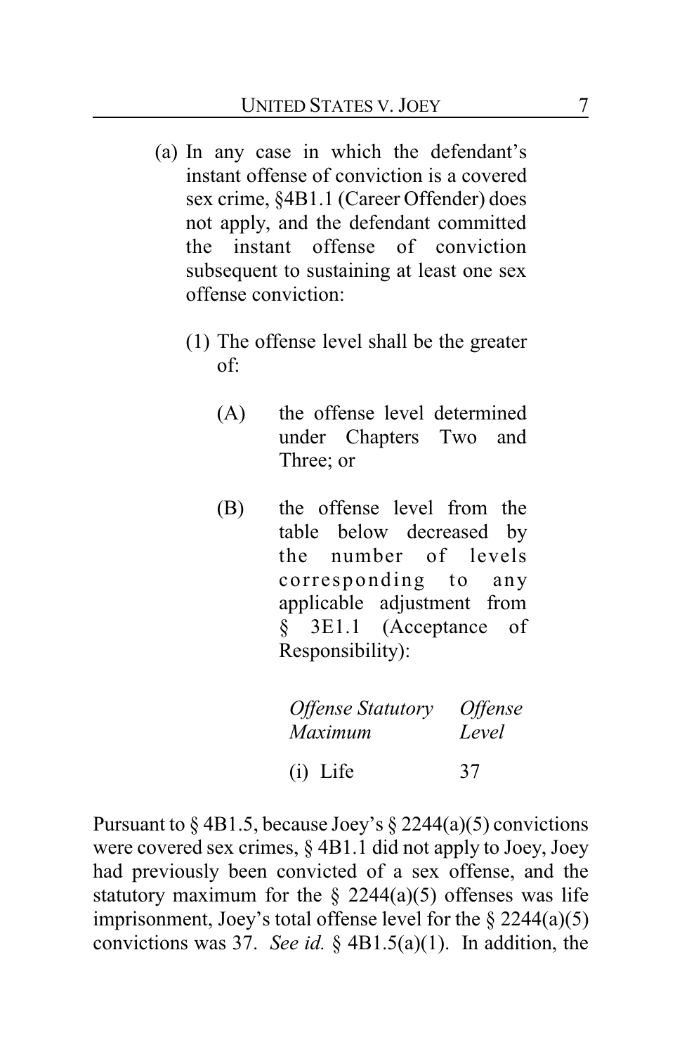> (a) In any case in which the defendant's instant offense of conviction is a covered sex crime, §4B1.1 (Career Offender) does not apply, and the defendant committed the instant offense of conviction subsequent to sustaining at least one sex offense conviction:
>
> (1) The offense level shall be the greater of:
>
> (A) the offense level determined under Chapters Two and Three; or
>
> (B) the offense level from the table below decreased by the number of levels corresponding to any applicable adjustment from § 3E1.1 (Acceptance of Responsibility):
>
> | *Offense Statutory Maximum* | *Offense Level* |
> |---|---|
> | (i) Life | 37 |

Pursuant to § 4B1.5, because Joey's § 2244(a)(5) convictions were covered sex crimes, § 4B1.1 did not apply to Joey, Joey had previously been convicted of a sex offense, and the statutory maximum for the § 2244(a)(5) offenses was life imprisonment, Joey's total offense level for the § 2244(a)(5) convictions was 37. *See id.* § 4B1.5(a)(1). In addition, the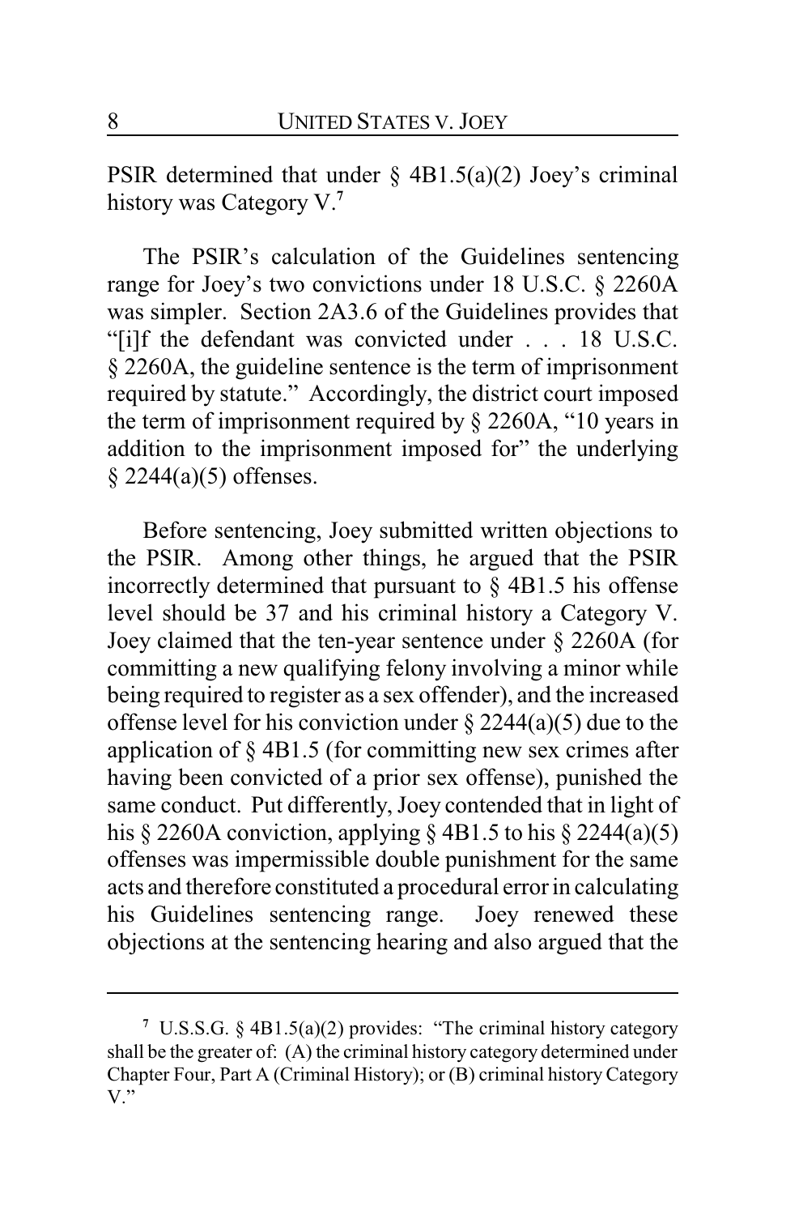PSIR determined that under § 4B1.5(a)(2) Joey's criminal history was Category V.[7]

The PSIR's calculation of the Guidelines sentencing range for Joey's two convictions under 18 U.S.C. § 2260A was simpler. Section 2A3.6 of the Guidelines provides that "[i]f the defendant was convicted under . . . 18 U.S.C. § 2260A, the guideline sentence is the term of imprisonment required by statute." Accordingly, the district court imposed the term of imprisonment required by § 2260A, "10 years in addition to the imprisonment imposed for" the underlying § 2244(a)(5) offenses.

Before sentencing, Joey submitted written objections to the PSIR. Among other things, he argued that the PSIR incorrectly determined that pursuant to § 4B1.5 his offense level should be 37 and his criminal history a Category V. Joey claimed that the ten-year sentence under § 2260A (for committing a new qualifying felony involving a minor while being required to register as a sex offender), and the increased offense level for his conviction under § 2244(a)(5) due to the application of § 4B1.5 (for committing new sex crimes after having been convicted of a prior sex offense), punished the same conduct. Put differently, Joey contended that in light of his § 2260A conviction, applying § 4B1.5 to his § 2244(a)(5) offenses was impermissible double punishment for the same acts and therefore constituted a procedural error in calculating his Guidelines sentencing range. Joey renewed these objections at the sentencing hearing and also argued that the

---

[7] U.S.S.G. § 4B1.5(a)(2) provides: "The criminal history category shall be the greater of: (A) the criminal history category determined under Chapter Four, Part A (Criminal History); or (B) criminal history Category V."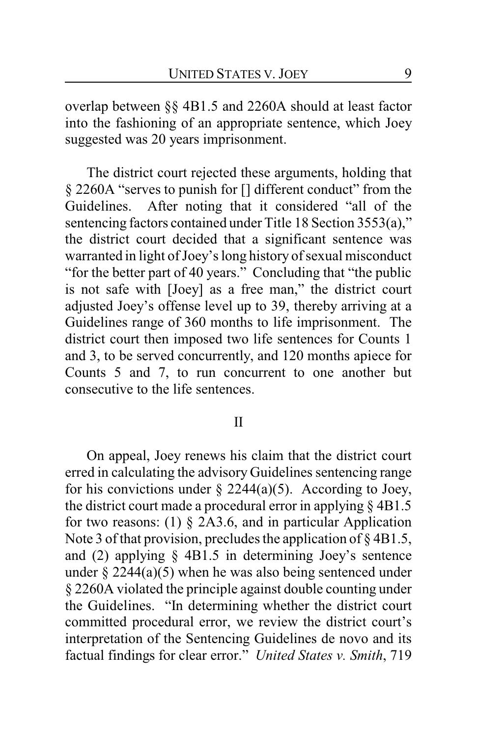overlap between §§ 4B1.5 and 2260A should at least factor into the fashioning of an appropriate sentence, which Joey suggested was 20 years imprisonment.

The district court rejected these arguments, holding that § 2260A "serves to punish for [] different conduct" from the Guidelines. After noting that it considered "all of the sentencing factors contained under Title 18 Section 3553(a)," the district court decided that a significant sentence was warranted in light of Joey's long history of sexual misconduct "for the better part of 40 years." Concluding that "the public is not safe with [Joey] as a free man," the district court adjusted Joey's offense level up to 39, thereby arriving at a Guidelines range of 360 months to life imprisonment. The district court then imposed two life sentences for Counts 1 and 3, to be served concurrently, and 120 months apiece for Counts 5 and 7, to run concurrent to one another but consecutive to the life sentences.

## II

On appeal, Joey renews his claim that the district court erred in calculating the advisory Guidelines sentencing range for his convictions under § 2244(a)(5). According to Joey, the district court made a procedural error in applying § 4B1.5 for two reasons: (1) § 2A3.6, and in particular Application Note 3 of that provision, precludes the application of § 4B1.5, and (2) applying § 4B1.5 in determining Joey's sentence under § 2244(a)(5) when he was also being sentenced under § 2260A violated the principle against double counting under the Guidelines. "In determining whether the district court committed procedural error, we review the district court's interpretation of the Sentencing Guidelines de novo and its factual findings for clear error." *United States v. Smith*, 719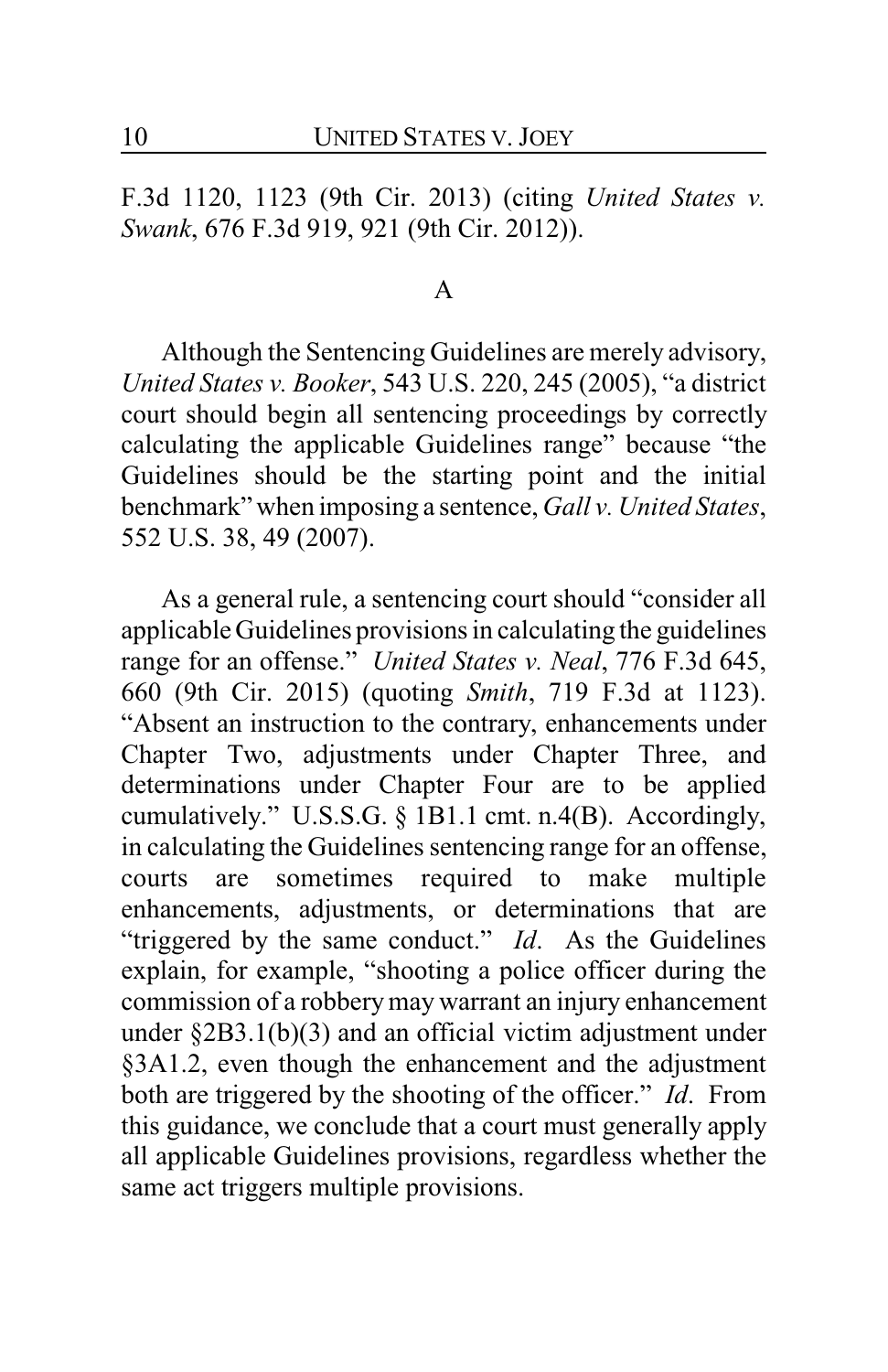F.3d 1120, 1123 (9th Cir. 2013) (citing *United States v. Swank*, 676 F.3d 919, 921 (9th Cir. 2012)).

### A

Although the Sentencing Guidelines are merely advisory, *United States v. Booker*, 543 U.S. 220, 245 (2005), "a district court should begin all sentencing proceedings by correctly calculating the applicable Guidelines range" because "the Guidelines should be the starting point and the initial benchmark" when imposing a sentence, *Gall v. United States*, 552 U.S. 38, 49 (2007).

As a general rule, a sentencing court should "consider all applicable Guidelines provisions in calculating the guidelines range for an offense." *United States v. Neal*, 776 F.3d 645, 660 (9th Cir. 2015) (quoting *Smith*, 719 F.3d at 1123). "Absent an instruction to the contrary, enhancements under Chapter Two, adjustments under Chapter Three, and determinations under Chapter Four are to be applied cumulatively." U.S.S.G. § 1B1.1 cmt. n.4(B). Accordingly, in calculating the Guidelines sentencing range for an offense, courts are sometimes required to make multiple enhancements, adjustments, or determinations that are "triggered by the same conduct." *Id*. As the Guidelines explain, for example, "shooting a police officer during the commission of a robbery may warrant an injury enhancement under §2B3.1(b)(3) and an official victim adjustment under §3A1.2, even though the enhancement and the adjustment both are triggered by the shooting of the officer." *Id*. From this guidance, we conclude that a court must generally apply all applicable Guidelines provisions, regardless whether the same act triggers multiple provisions.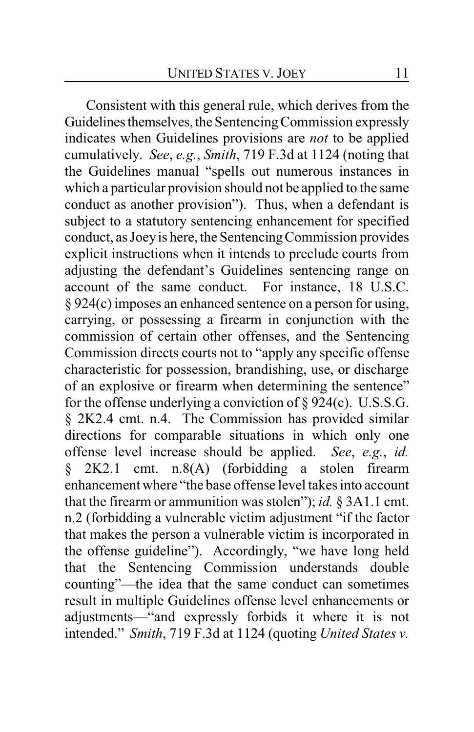Consistent with this general rule, which derives from the Guidelines themselves, the Sentencing Commission expressly indicates when Guidelines provisions are *not* to be applied cumulatively. *See*, *e.g.*, *Smith*, 719 F.3d at 1124 (noting that the Guidelines manual "spells out numerous instances in which a particular provision should not be applied to the same conduct as another provision"). Thus, when a defendant is subject to a statutory sentencing enhancement for specified conduct, as Joey is here, the Sentencing Commission provides explicit instructions when it intends to preclude courts from adjusting the defendant's Guidelines sentencing range on account of the same conduct. For instance, 18 U.S.C. § 924(c) imposes an enhanced sentence on a person for using, carrying, or possessing a firearm in conjunction with the commission of certain other offenses, and the Sentencing Commission directs courts not to "apply any specific offense characteristic for possession, brandishing, use, or discharge of an explosive or firearm when determining the sentence" for the offense underlying a conviction of § 924(c). U.S.S.G. § 2K2.4 cmt. n.4. The Commission has provided similar directions for comparable situations in which only one offense level increase should be applied. *See*, *e.g.*, *id.* § 2K2.1 cmt. n.8(A) (forbidding a stolen firearm enhancement where "the base offense level takes into account that the firearm or ammunition was stolen"); *id.* § 3A1.1 cmt. n.2 (forbidding a vulnerable victim adjustment "if the factor that makes the person a vulnerable victim is incorporated in the offense guideline"). Accordingly, "we have long held that the Sentencing Commission understands double counting"—the idea that the same conduct can sometimes result in multiple Guidelines offense level enhancements or adjustments—"and expressly forbids it where it is not intended." *Smith*, 719 F.3d at 1124 (quoting *United States v.*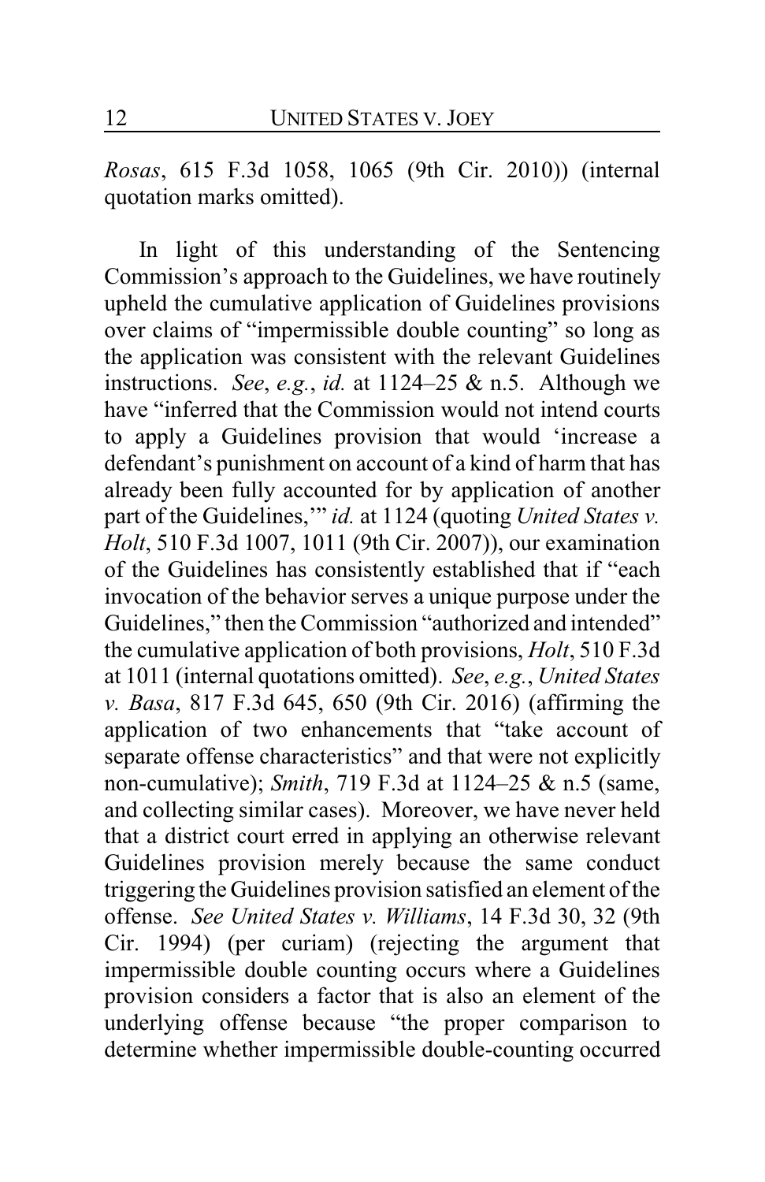*Rosas*, 615 F.3d 1058, 1065 (9th Cir. 2010)) (internal quotation marks omitted).

In light of this understanding of the Sentencing Commission's approach to the Guidelines, we have routinely upheld the cumulative application of Guidelines provisions over claims of "impermissible double counting" so long as the application was consistent with the relevant Guidelines instructions. *See*, *e.g.*, *id.* at 1124–25 & n.5. Although we have "inferred that the Commission would not intend courts to apply a Guidelines provision that would 'increase a defendant's punishment on account of a kind of harm that has already been fully accounted for by application of another part of the Guidelines,'" *id.* at 1124 (quoting *United States v. Holt*, 510 F.3d 1007, 1011 (9th Cir. 2007)), our examination of the Guidelines has consistently established that if "each invocation of the behavior serves a unique purpose under the Guidelines," then the Commission "authorized and intended" the cumulative application of both provisions, *Holt*, 510 F.3d at 1011 (internal quotations omitted). *See*, *e.g.*, *United States v. Basa*, 817 F.3d 645, 650 (9th Cir. 2016) (affirming the application of two enhancements that "take account of separate offense characteristics" and that were not explicitly non-cumulative); *Smith*, 719 F.3d at 1124–25 & n.5 (same, and collecting similar cases). Moreover, we have never held that a district court erred in applying an otherwise relevant Guidelines provision merely because the same conduct triggering the Guidelines provision satisfied an element of the offense. *See United States v. Williams*, 14 F.3d 30, 32 (9th Cir. 1994) (per curiam) (rejecting the argument that impermissible double counting occurs where a Guidelines provision considers a factor that is also an element of the underlying offense because "the proper comparison to determine whether impermissible double-counting occurred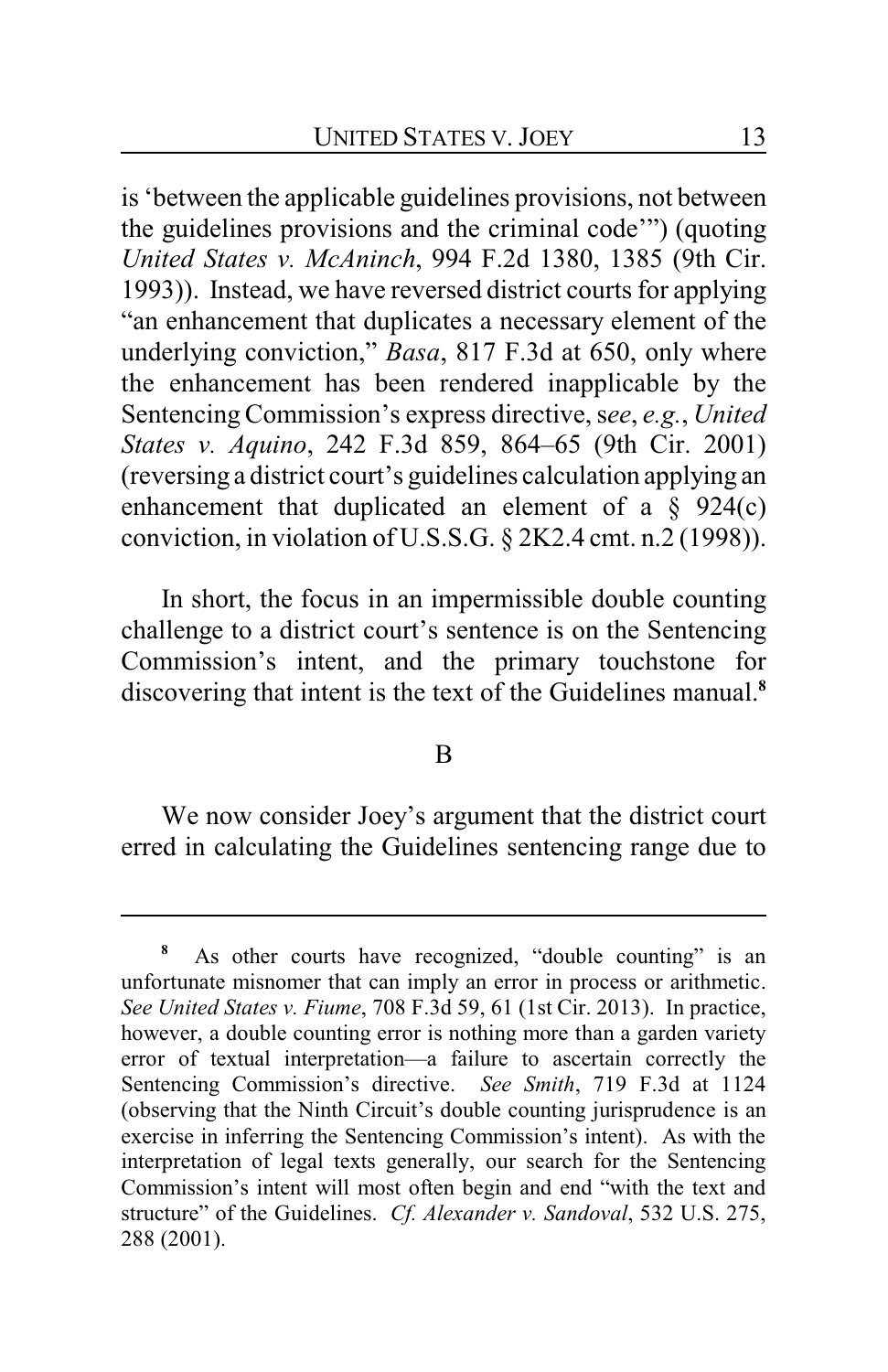is 'between the applicable guidelines provisions, not between the guidelines provisions and the criminal code'") (quoting *United States v. McAninch*, 994 F.2d 1380, 1385 (9th Cir. 1993)). Instead, we have reversed district courts for applying "an enhancement that duplicates a necessary element of the underlying conviction," *Basa*, 817 F.3d at 650, only where the enhancement has been rendered inapplicable by the Sentencing Commission's express directive, s*ee*, *e.g.*, *United States v. Aquino*, 242 F.3d 859, 864–65 (9th Cir. 2001) (reversing a district court's guidelines calculation applying an enhancement that duplicated an element of a § 924(c) conviction, in violation of U.S.S.G. § 2K2.4 cmt. n.2 (1998)).

In short, the focus in an impermissible double counting challenge to a district court's sentence is on the Sentencing Commission's intent, and the primary touchstone for discovering that intent is the text of the Guidelines manual.[8]

### B

We now consider Joey's argument that the district court erred in calculating the Guidelines sentencing range due to

---

[8] As other courts have recognized, "double counting" is an unfortunate misnomer that can imply an error in process or arithmetic. *See United States v. Fiume*, 708 F.3d 59, 61 (1st Cir. 2013). In practice, however, a double counting error is nothing more than a garden variety error of textual interpretation—a failure to ascertain correctly the Sentencing Commission's directive. *See Smith*, 719 F.3d at 1124 (observing that the Ninth Circuit's double counting jurisprudence is an exercise in inferring the Sentencing Commission's intent). As with the interpretation of legal texts generally, our search for the Sentencing Commission's intent will most often begin and end "with the text and structure" of the Guidelines. *Cf. Alexander v. Sandoval*, 532 U.S. 275, 288 (2001).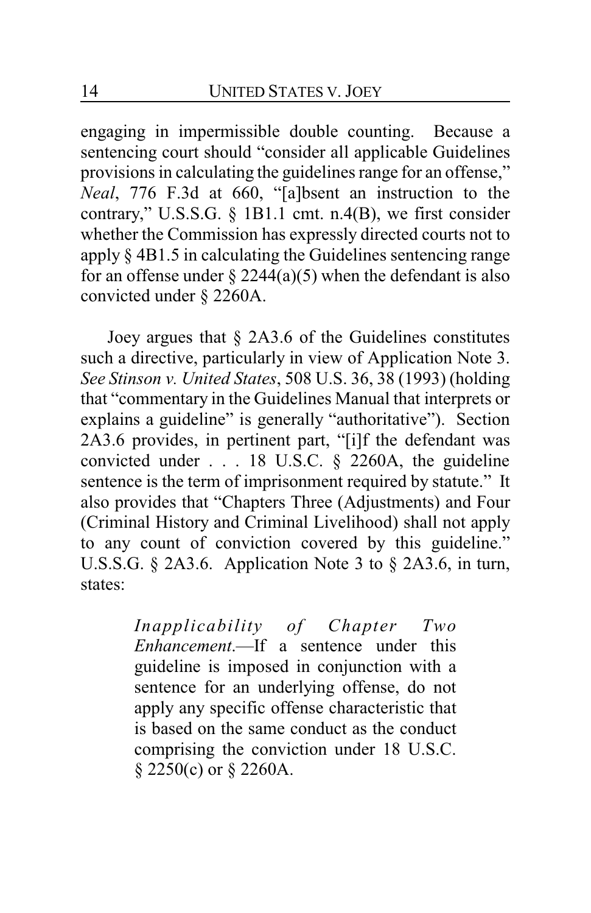engaging in impermissible double counting. Because a sentencing court should "consider all applicable Guidelines provisions in calculating the guidelines range for an offense," *Neal*, 776 F.3d at 660, "[a]bsent an instruction to the contrary," U.S.S.G. § 1B1.1 cmt. n.4(B), we first consider whether the Commission has expressly directed courts not to apply § 4B1.5 in calculating the Guidelines sentencing range for an offense under § 2244(a)(5) when the defendant is also convicted under § 2260A.

Joey argues that § 2A3.6 of the Guidelines constitutes such a directive, particularly in view of Application Note 3. *See Stinson v. United States*, 508 U.S. 36, 38 (1993) (holding that "commentary in the Guidelines Manual that interprets or explains a guideline" is generally "authoritative"). Section 2A3.6 provides, in pertinent part, "[i]f the defendant was convicted under . . . 18 U.S.C. § 2260A, the guideline sentence is the term of imprisonment required by statute." It also provides that "Chapters Three (Adjustments) and Four (Criminal History and Criminal Livelihood) shall not apply to any count of conviction covered by this guideline." U.S.S.G. § 2A3.6. Application Note 3 to § 2A3.6, in turn, states:

> *Inapplicability of Chapter Two Enhancement.*—If a sentence under this guideline is imposed in conjunction with a sentence for an underlying offense, do not apply any specific offense characteristic that is based on the same conduct as the conduct comprising the conviction under 18 U.S.C. § 2250(c) or § 2260A.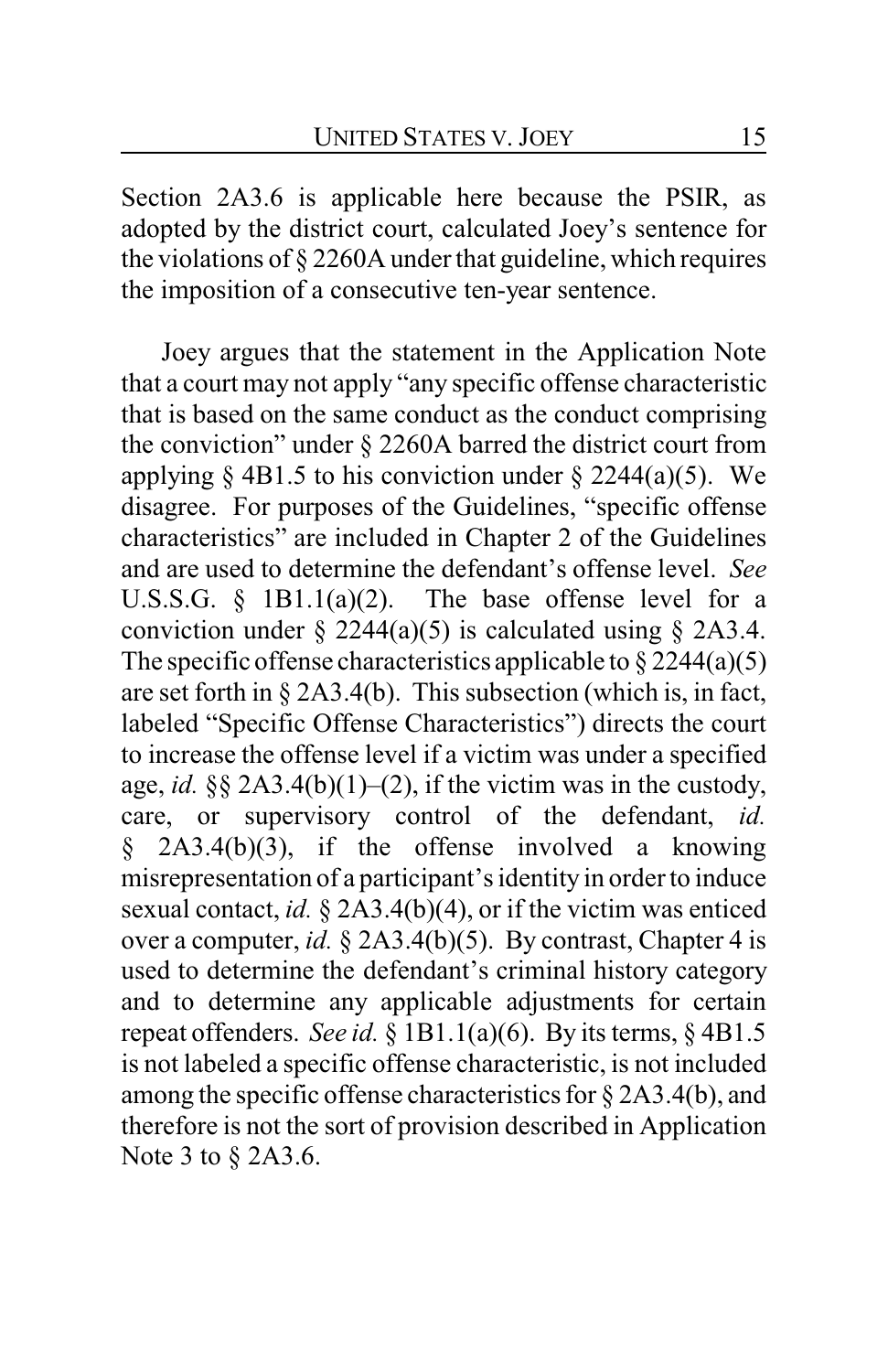Section 2A3.6 is applicable here because the PSIR, as adopted by the district court, calculated Joey's sentence for the violations of § 2260A under that guideline, which requires the imposition of a consecutive ten-year sentence.

Joey argues that the statement in the Application Note that a court may not apply "any specific offense characteristic that is based on the same conduct as the conduct comprising the conviction" under § 2260A barred the district court from applying § 4B1.5 to his conviction under § 2244(a)(5). We disagree. For purposes of the Guidelines, "specific offense characteristics" are included in Chapter 2 of the Guidelines and are used to determine the defendant's offense level. *See* U.S.S.G. § 1B1.1(a)(2). The base offense level for a conviction under § 2244(a)(5) is calculated using § 2A3.4. The specific offense characteristics applicable to § 2244(a)(5) are set forth in § 2A3.4(b). This subsection (which is, in fact, labeled "Specific Offense Characteristics") directs the court to increase the offense level if a victim was under a specified age, *id.* §§ 2A3.4(b)(1)–(2), if the victim was in the custody, care, or supervisory control of the defendant, *id.* § 2A3.4(b)(3), if the offense involved a knowing misrepresentation of a participant's identity in order to induce sexual contact, *id.* § 2A3.4(b)(4), or if the victim was enticed over a computer, *id.* § 2A3.4(b)(5). By contrast, Chapter 4 is used to determine the defendant's criminal history category and to determine any applicable adjustments for certain repeat offenders. *See id.* § 1B1.1(a)(6). By its terms, § 4B1.5 is not labeled a specific offense characteristic, is not included among the specific offense characteristics for § 2A3.4(b), and therefore is not the sort of provision described in Application Note 3 to § 2A3.6.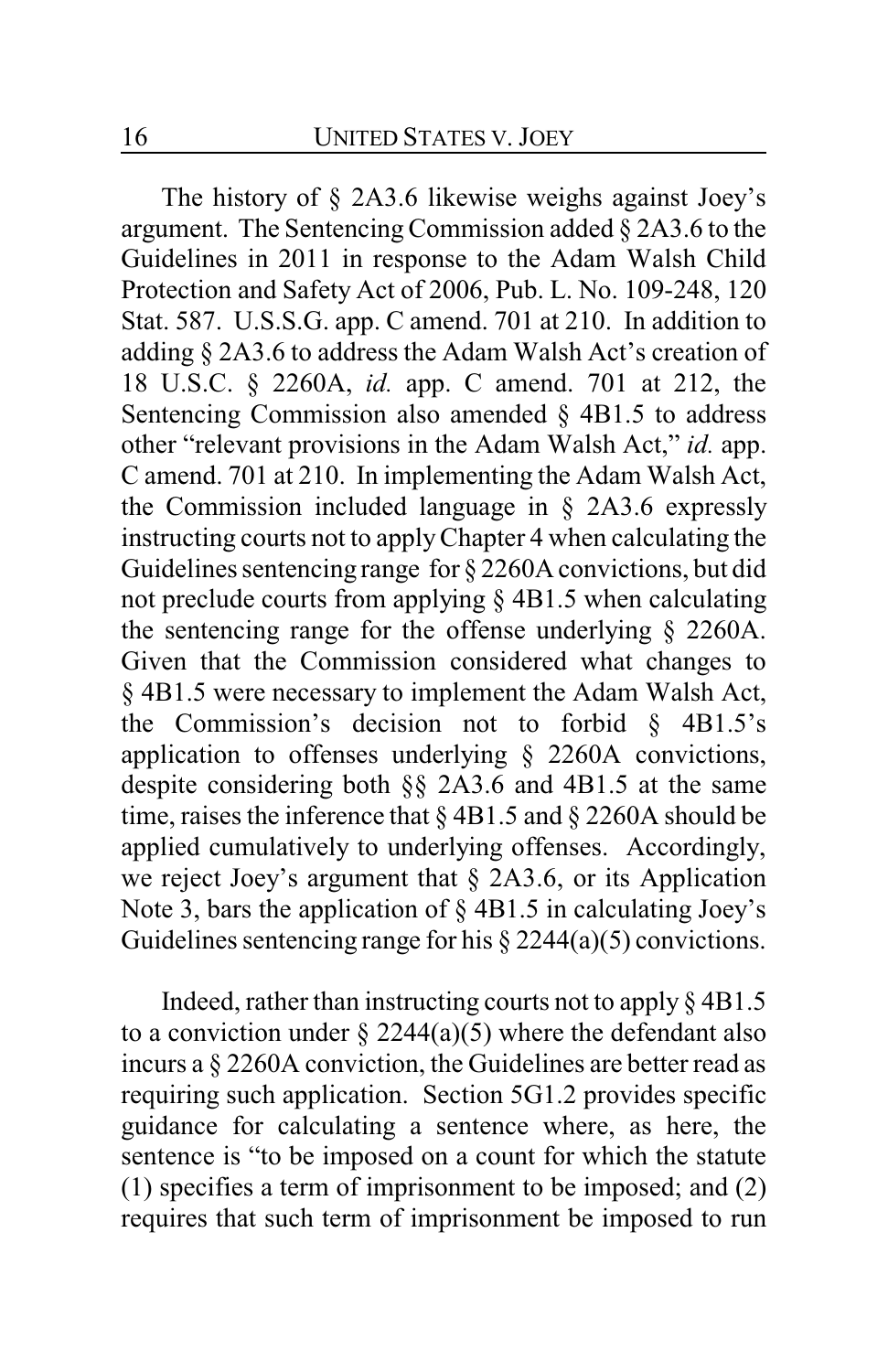The history of § 2A3.6 likewise weighs against Joey's argument. The Sentencing Commission added § 2A3.6 to the Guidelines in 2011 in response to the Adam Walsh Child Protection and Safety Act of 2006, Pub. L. No. 109-248, 120 Stat. 587. U.S.S.G. app. C amend. 701 at 210. In addition to adding § 2A3.6 to address the Adam Walsh Act's creation of 18 U.S.C. § 2260A, *id.* app. C amend. 701 at 212, the Sentencing Commission also amended § 4B1.5 to address other "relevant provisions in the Adam Walsh Act," *id.* app. C amend. 701 at 210. In implementing the Adam Walsh Act, the Commission included language in § 2A3.6 expressly instructing courts not to apply Chapter 4 when calculating the Guidelines sentencing range for § 2260A convictions, but did not preclude courts from applying § 4B1.5 when calculating the sentencing range for the offense underlying § 2260A. Given that the Commission considered what changes to § 4B1.5 were necessary to implement the Adam Walsh Act, the Commission's decision not to forbid § 4B1.5's application to offenses underlying § 2260A convictions, despite considering both §§ 2A3.6 and 4B1.5 at the same time, raises the inference that § 4B1.5 and § 2260A should be applied cumulatively to underlying offenses. Accordingly, we reject Joey's argument that § 2A3.6, or its Application Note 3, bars the application of § 4B1.5 in calculating Joey's Guidelines sentencing range for his § 2244(a)(5) convictions.

Indeed, rather than instructing courts not to apply § 4B1.5 to a conviction under § 2244(a)(5) where the defendant also incurs a § 2260A conviction, the Guidelines are better read as requiring such application. Section 5G1.2 provides specific guidance for calculating a sentence where, as here, the sentence is "to be imposed on a count for which the statute (1) specifies a term of imprisonment to be imposed; and (2) requires that such term of imprisonment be imposed to run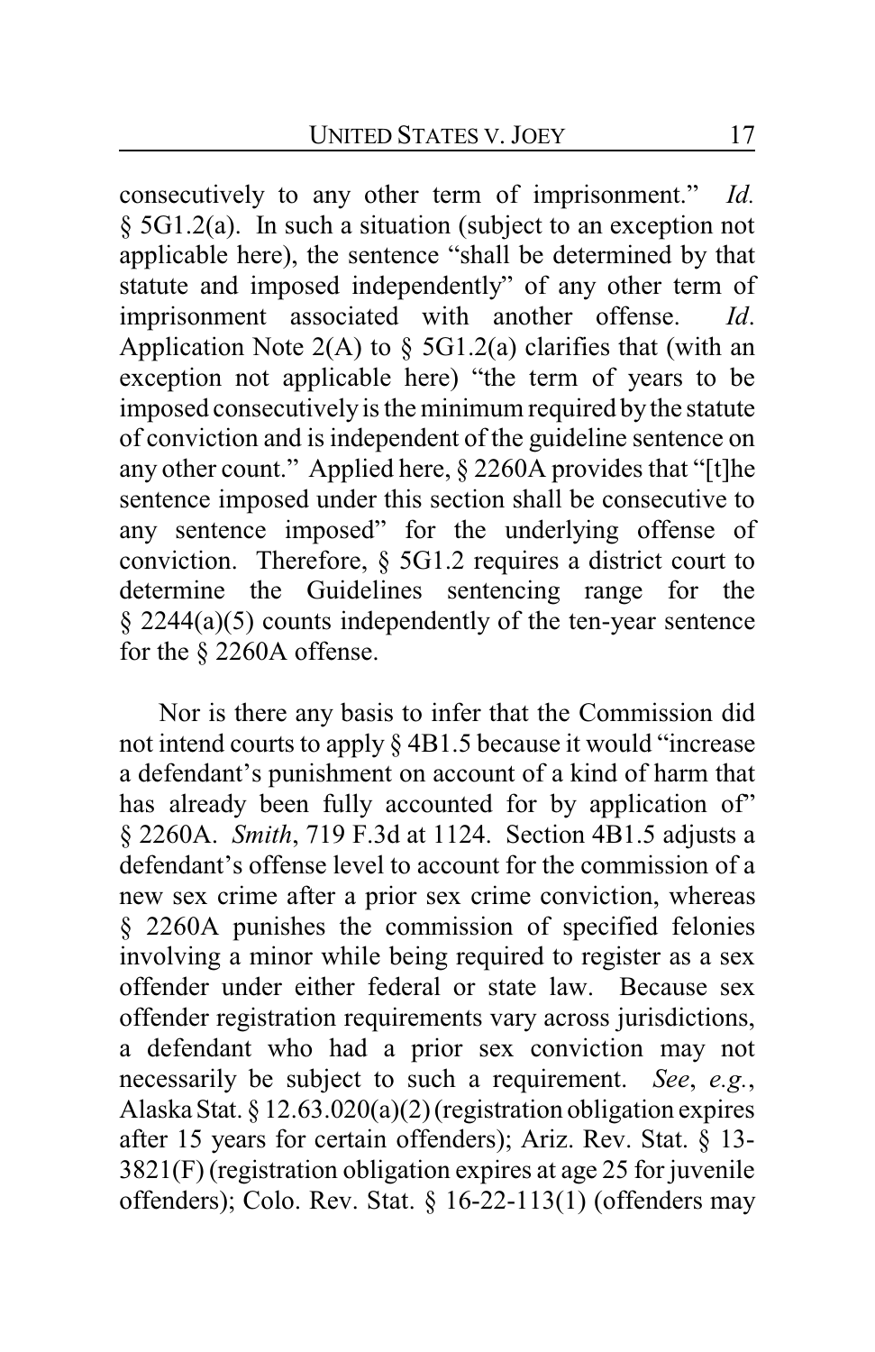consecutively to any other term of imprisonment." *Id.* § 5G1.2(a). In such a situation (subject to an exception not applicable here), the sentence "shall be determined by that statute and imposed independently" of any other term of imprisonment associated with another offense. *Id*. Application Note 2(A) to § 5G1.2(a) clarifies that (with an exception not applicable here) "the term of years to be imposed consecutively is the minimum required by the statute of conviction and is independent of the guideline sentence on any other count." Applied here, § 2260A provides that "[t]he sentence imposed under this section shall be consecutive to any sentence imposed" for the underlying offense of conviction. Therefore, § 5G1.2 requires a district court to determine the Guidelines sentencing range for the § 2244(a)(5) counts independently of the ten-year sentence for the § 2260A offense.

Nor is there any basis to infer that the Commission did not intend courts to apply § 4B1.5 because it would "increase a defendant's punishment on account of a kind of harm that has already been fully accounted for by application of" § 2260A. *Smith*, 719 F.3d at 1124. Section 4B1.5 adjusts a defendant's offense level to account for the commission of a new sex crime after a prior sex crime conviction, whereas § 2260A punishes the commission of specified felonies involving a minor while being required to register as a sex offender under either federal or state law. Because sex offender registration requirements vary across jurisdictions, a defendant who had a prior sex conviction may not necessarily be subject to such a requirement. *See*, *e.g.*, Alaska Stat. § 12.63.020(a)(2) (registration obligation expires after 15 years for certain offenders); Ariz. Rev. Stat. § 13-3821(F) (registration obligation expires at age 25 for juvenile offenders); Colo. Rev. Stat. § 16-22-113(1) (offenders may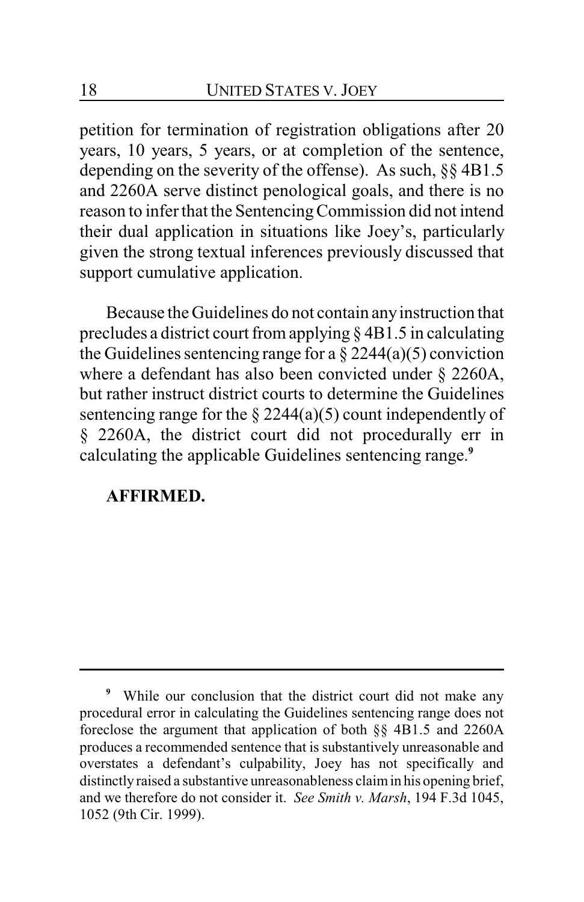petition for termination of registration obligations after 20 years, 10 years, 5 years, or at completion of the sentence, depending on the severity of the offense). As such, §§ 4B1.5 and 2260A serve distinct penological goals, and there is no reason to infer that the Sentencing Commission did not intend their dual application in situations like Joey's, particularly given the strong textual inferences previously discussed that support cumulative application.

Because the Guidelines do not contain any instruction that precludes a district court from applying § 4B1.5 in calculating the Guidelines sentencing range for a § 2244(a)(5) conviction where a defendant has also been convicted under § 2260A, but rather instruct district courts to determine the Guidelines sentencing range for the § 2244(a)(5) count independently of § 2260A, the district court did not procedurally err in calculating the applicable Guidelines sentencing range.[9]

**AFFIRMED.**

---

[9] While our conclusion that the district court did not make any procedural error in calculating the Guidelines sentencing range does not foreclose the argument that application of both §§ 4B1.5 and 2260A produces a recommended sentence that is substantively unreasonable and overstates a defendant's culpability, Joey has not specifically and distinctly raised a substantive unreasonableness claim in his opening brief, and we therefore do not consider it. *See Smith v. Marsh*, 194 F.3d 1045, 1052 (9th Cir. 1999).